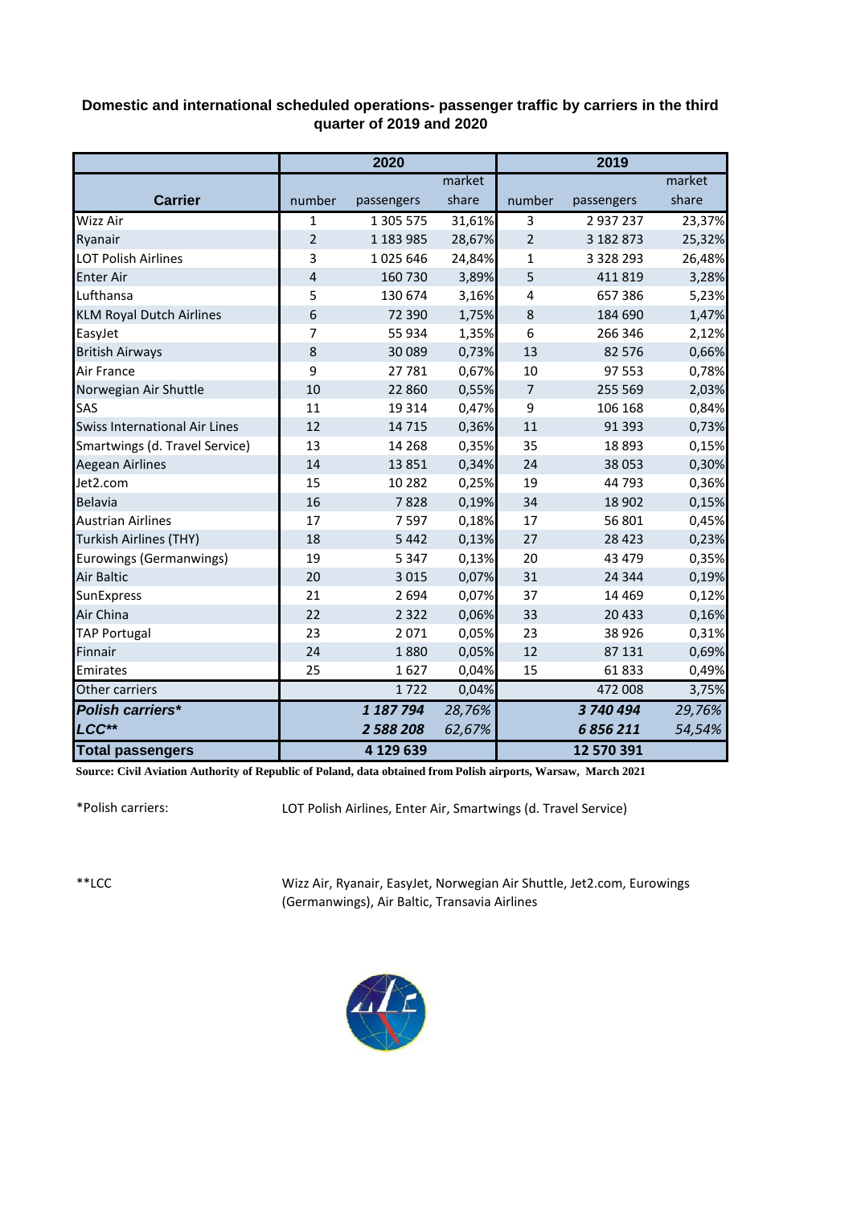**Domestic and international scheduled operations- passenger traffic by carriers in the third quarter of 2019 and 2020**

| Carrier | 2020 | | | 2019 | | |
|---|---|---|---|---|---|---|
| | number | passengers | market share | number | passengers | market share |
| Wizz Air | 1 | 1 305 575 | 31,61% | 3 | 2 937 237 | 23,37% |
| Ryanair | 2 | 1 183 985 | 28,67% | 2 | 3 182 873 | 25,32% |
| LOT Polish Airlines | 3 | 1 025 646 | 24,84% | 1 | 3 328 293 | 26,48% |
| Enter Air | 4 | 160 730 | 3,89% | 5 | 411 819 | 3,28% |
| Lufthansa | 5 | 130 674 | 3,16% | 4 | 657 386 | 5,23% |
| KLM Royal Dutch Airlines | 6 | 72 390 | 1,75% | 8 | 184 690 | 1,47% |
| EasyJet | 7 | 55 934 | 1,35% | 6 | 266 346 | 2,12% |
| British Airways | 8 | 30 089 | 0,73% | 13 | 82 576 | 0,66% |
| Air France | 9 | 27 781 | 0,67% | 10 | 97 553 | 0,78% |
| Norwegian Air Shuttle | 10 | 22 860 | 0,55% | 7 | 255 569 | 2,03% |
| SAS | 11 | 19 314 | 0,47% | 9 | 106 168 | 0,84% |
| Swiss International Air Lines | 12 | 14 715 | 0,36% | 11 | 91 393 | 0,73% |
| Smartwings (d. Travel Service) | 13 | 14 268 | 0,35% | 35 | 18 893 | 0,15% |
| Aegean Airlines | 14 | 13 851 | 0,34% | 24 | 38 053 | 0,30% |
| Jet2.com | 15 | 10 282 | 0,25% | 19 | 44 793 | 0,36% |
| Belavia | 16 | 7 828 | 0,19% | 34 | 18 902 | 0,15% |
| Austrian Airlines | 17 | 7 597 | 0,18% | 17 | 56 801 | 0,45% |
| Turkish Airlines (THY) | 18 | 5 442 | 0,13% | 27 | 28 423 | 0,23% |
| Eurowings (Germanwings) | 19 | 5 347 | 0,13% | 20 | 43 479 | 0,35% |
| Air Baltic | 20 | 3 015 | 0,07% | 31 | 24 344 | 0,19% |
| SunExpress | 21 | 2 694 | 0,07% | 37 | 14 469 | 0,12% |
| Air China | 22 | 2 322 | 0,06% | 33 | 20 433 | 0,16% |
| TAP Portugal | 23 | 2 071 | 0,05% | 23 | 38 926 | 0,31% |
| Finnair | 24 | 1 880 | 0,05% | 12 | 87 131 | 0,69% |
| Emirates | 25 | 1 627 | 0,04% | 15 | 61 833 | 0,49% |
| Other carriers | | 1 722 | 0,04% | | 472 008 | 3,75% |
| ***Polish carriers**** | | ***1 187 794*** | *28,76%* | | ***3 740 494*** | *29,76%* |
| ***LCC***** | | ***2 588 208*** | *62,67%* | | ***6 856 211*** | *54,54%* |
| **Total passengers** | | **4 129 639** | | | **12 570 391** | |

**Source: Civil Aviation Authority of Republic of Poland, data obtained from Polish airports, Warsaw, March 2021**

*Polish carriers: LOT Polish Airlines, Enter Air, Smartwings (d. Travel Service)

**LCC Wizz Air, Ryanair, EasyJet, Norwegian Air Shuttle, Jet2.com, Eurowings (Germanwings), Air Baltic, Transavia Airlines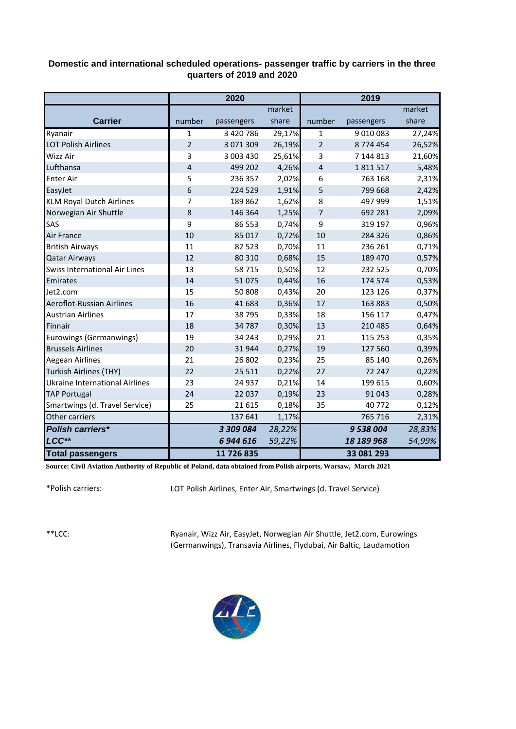### Domestic and international scheduled operations- passenger traffic by carriers in the three quarters of 2019 and 2020

| Carrier | 2020 | | | 2019 | | |
|---|---|---|---|---|---|---|
| | number | passengers | market share | number | passengers | market share |
| Ryanair | 1 | 3 420 786 | 29,17% | 1 | 9 010 083 | 27,24% |
| LOT Polish Airlines | 2 | 3 071 309 | 26,19% | 2 | 8 774 454 | 26,52% |
| Wizz Air | 3 | 3 003 430 | 25,61% | 3 | 7 144 813 | 21,60% |
| Lufthansa | 4 | 499 202 | 4,26% | 4 | 1 811 517 | 5,48% |
| Enter Air | 5 | 236 357 | 2,02% | 6 | 763 168 | 2,31% |
| EasyJet | 6 | 224 529 | 1,91% | 5 | 799 668 | 2,42% |
| KLM Royal Dutch Airlines | 7 | 189 862 | 1,62% | 8 | 497 999 | 1,51% |
| Norwegian Air Shuttle | 8 | 146 364 | 1,25% | 7 | 692 281 | 2,09% |
| SAS | 9 | 86 553 | 0,74% | 9 | 319 197 | 0,96% |
| Air France | 10 | 85 017 | 0,72% | 10 | 284 326 | 0,86% |
| British Airways | 11 | 82 523 | 0,70% | 11 | 236 261 | 0,71% |
| Qatar Airways | 12 | 80 310 | 0,68% | 15 | 189 470 | 0,57% |
| Swiss International Air Lines | 13 | 58 715 | 0,50% | 12 | 232 525 | 0,70% |
| Emirates | 14 | 51 075 | 0,44% | 16 | 174 574 | 0,53% |
| Jet2.com | 15 | 50 808 | 0,43% | 20 | 123 126 | 0,37% |
| Aeroflot-Russian Airlines | 16 | 41 683 | 0,36% | 17 | 163 883 | 0,50% |
| Austrian Airlines | 17 | 38 795 | 0,33% | 18 | 156 117 | 0,47% |
| Finnair | 18 | 34 787 | 0,30% | 13 | 210 485 | 0,64% |
| Eurowings (Germanwings) | 19 | 34 243 | 0,29% | 21 | 115 253 | 0,35% |
| Brussels Airlines | 20 | 31 944 | 0,27% | 19 | 127 560 | 0,39% |
| Aegean Airlines | 21 | 26 802 | 0,23% | 25 | 85 140 | 0,26% |
| Turkish Airlines (THY) | 22 | 25 511 | 0,22% | 27 | 72 247 | 0,22% |
| Ukraine International Airlines | 23 | 24 937 | 0,21% | 14 | 199 615 | 0,60% |
| TAP Portugal | 24 | 22 037 | 0,19% | 23 | 91 043 | 0,28% |
| Smartwings (d. Travel Service) | 25 | 21 615 | 0,18% | 35 | 40 772 | 0,12% |
| Other carriers | | 137 641 | 1,17% | | 765 716 | 2,31% |
| ***Polish carriers**** | | ***3 309 084*** | *28,22%* | | ***9 538 004*** | *28,83%* |
| ***LCC***** | | ***6 944 616*** | *59,22%* | | ***18 189 968*** | *54,99%* |
| **Total passengers** | | **11 726 835** | | | **33 081 293** | |

**Source: Civil Aviation Authority of Republic of Poland, data obtained from Polish airports, Warsaw, March 2021**

*Polish carriers: LOT Polish Airlines, Enter Air, Smartwings (d. Travel Service)

**LCC: Ryanair, Wizz Air, EasyJet, Norwegian Air Shuttle, Jet2.com, Eurowings (Germanwings), Transavia Airlines, Flydubai, Air Baltic, Laudamotion